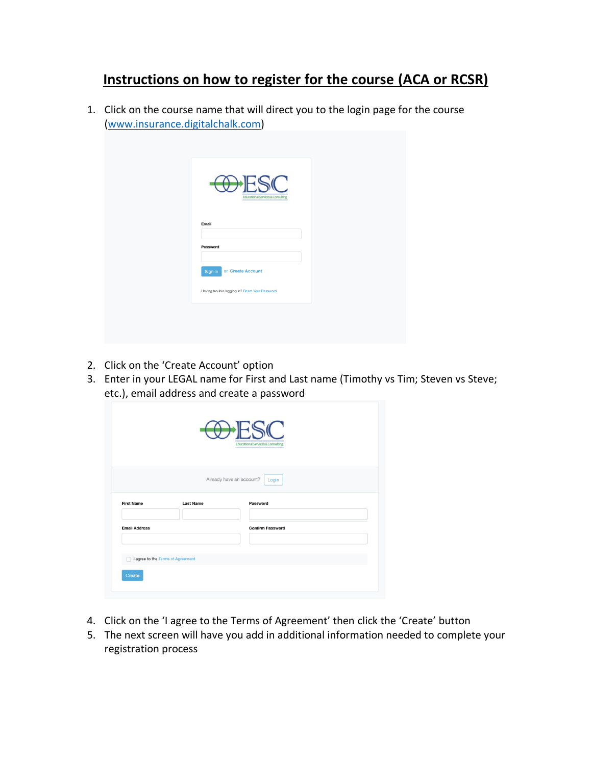# Instructions on how to register for the course (ACA or RCSR)

1. Click on the course name that will direct you to the login page for the course ([www.insurance.digitalchalk.com](www.insurance.digitalchalk.com))
2. Click on the 'Create Account' option
3. Enter in your LEGAL name for First and Last name (Timothy vs Tim; Steven vs Steve; etc.), email address and create a password
4. Click on the 'I agree to the Terms of Agreement' then click the 'Create' button
5. The next screen will have you add in additional information needed to complete your registration process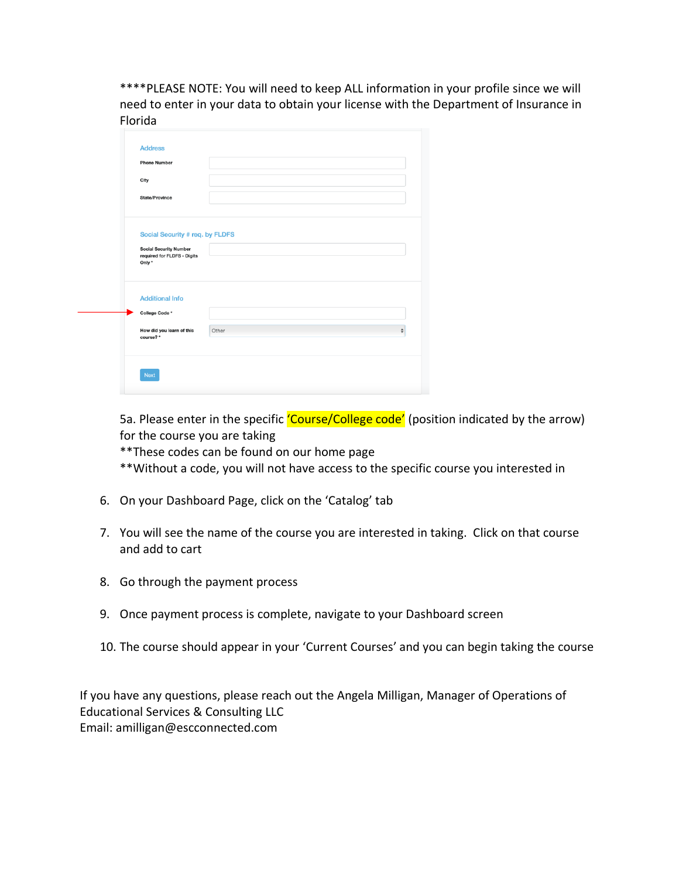****PLEASE NOTE: You will need to keep ALL information in your profile since we will need to enter in your data to obtain your license with the Department of Insurance in Florida

Address

Phone Number

City

State/Province

Social Security # req. by FLDFS

Social Security Number required for FLDFS - Digits Only *

Additional Info

College Code *

How did you learn of this course? *

Other

Next

5a. Please enter in the specific ‘Course/College code’ (position indicated by the arrow) for the course you are taking

**These codes can be found on our home page

**Without a code, you will not have access to the specific course you interested in

6. On your Dashboard Page, click on the ‘Catalog’ tab

7. You will see the name of the course you are interested in taking. Click on that course and add to cart

8. Go through the payment process

9. Once payment process is complete, navigate to your Dashboard screen

10. The course should appear in your ‘Current Courses’ and you can begin taking the course

If you have any questions, please reach out the Angela Milligan, Manager of Operations of Educational Services & Consulting LLC
Email: amilligan@escconnected.com